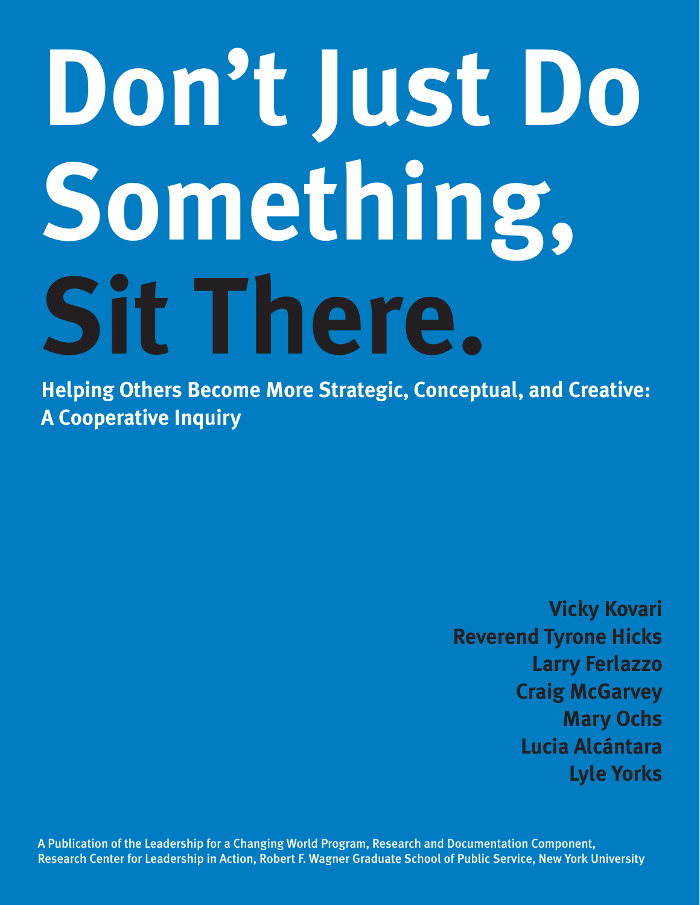# Don't Just Do Something, Sit There.

**Helping Others Become More Strategic, Conceptual, and Creative: A Cooperative Inquiry**

**Vicky Kovari**
**Reverend Tyrone Hicks**
**Larry Ferlazzo**
**Craig McGarvey**
**Mary Ochs**
**Lucia Alcántara**
**Lyle Yorks**

A Publication of the Leadership for a Changing World Program, Research and Documentation Component, Research Center for Leadership in Action, Robert F. Wagner Graduate School of Public Service, New York University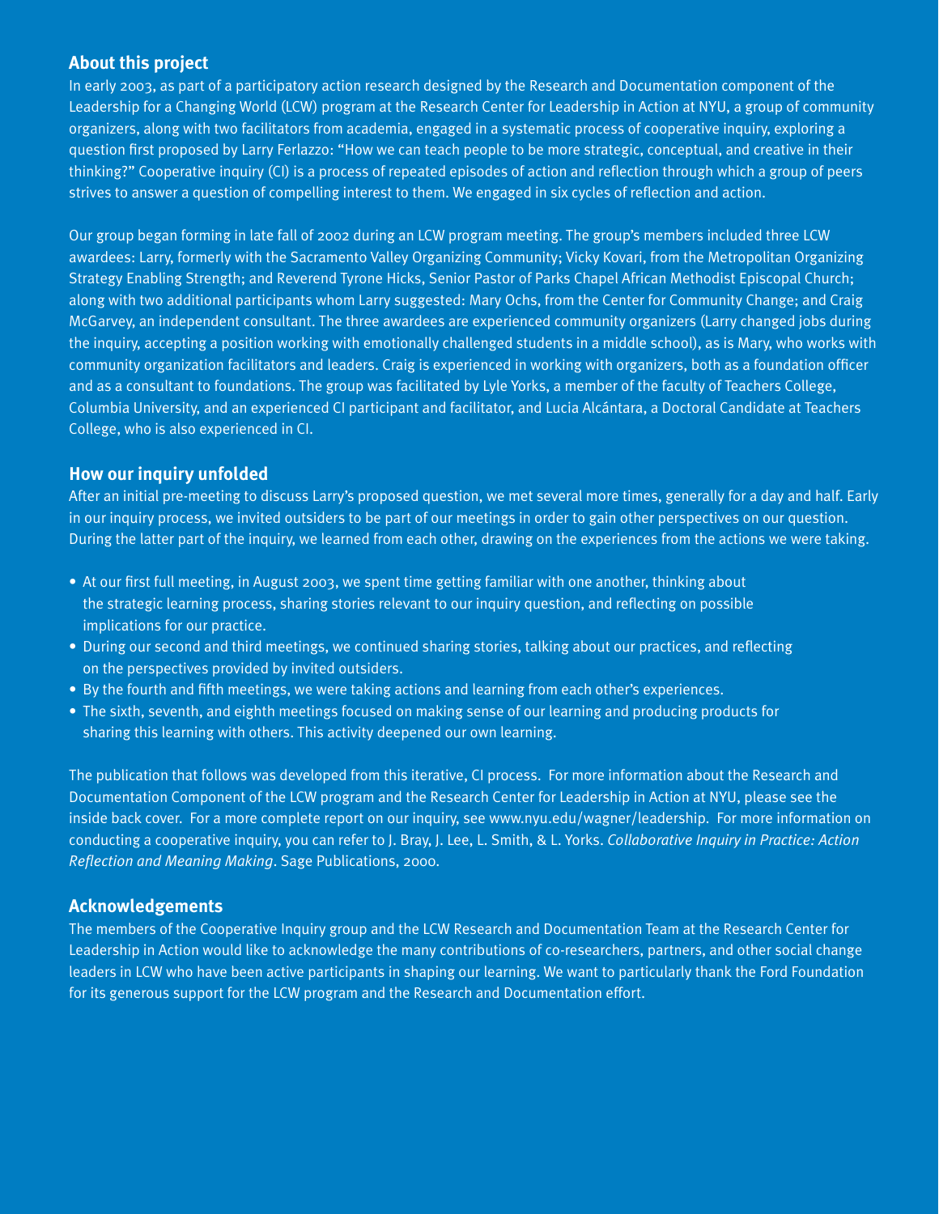## About this project

In early 2003, as part of a participatory action research designed by the Research and Documentation component of the Leadership for a Changing World (LCW) program at the Research Center for Leadership in Action at NYU, a group of community organizers, along with two facilitators from academia, engaged in a systematic process of cooperative inquiry, exploring a question first proposed by Larry Ferlazzo: "How we can teach people to be more strategic, conceptual, and creative in their thinking?" Cooperative inquiry (CI) is a process of repeated episodes of action and reflection through which a group of peers strives to answer a question of compelling interest to them. We engaged in six cycles of reflection and action.

Our group began forming in late fall of 2002 during an LCW program meeting. The group's members included three LCW awardees: Larry, formerly with the Sacramento Valley Organizing Community; Vicky Kovari, from the Metropolitan Organizing Strategy Enabling Strength; and Reverend Tyrone Hicks, Senior Pastor of Parks Chapel African Methodist Episcopal Church; along with two additional participants whom Larry suggested: Mary Ochs, from the Center for Community Change; and Craig McGarvey, an independent consultant. The three awardees are experienced community organizers (Larry changed jobs during the inquiry, accepting a position working with emotionally challenged students in a middle school), as is Mary, who works with community organization facilitators and leaders. Craig is experienced in working with organizers, both as a foundation officer and as a consultant to foundations. The group was facilitated by Lyle Yorks, a member of the faculty of Teachers College, Columbia University, and an experienced CI participant and facilitator, and Lucia Alcántara, a Doctoral Candidate at Teachers College, who is also experienced in CI.

## How our inquiry unfolded

After an initial pre-meeting to discuss Larry's proposed question, we met several more times, generally for a day and half. Early in our inquiry process, we invited outsiders to be part of our meetings in order to gain other perspectives on our question. During the latter part of the inquiry, we learned from each other, drawing on the experiences from the actions we were taking.

- At our first full meeting, in August 2003, we spent time getting familiar with one another, thinking about the strategic learning process, sharing stories relevant to our inquiry question, and reflecting on possible implications for our practice.
- During our second and third meetings, we continued sharing stories, talking about our practices, and reflecting on the perspectives provided by invited outsiders.
- By the fourth and fifth meetings, we were taking actions and learning from each other's experiences.
- The sixth, seventh, and eighth meetings focused on making sense of our learning and producing products for sharing this learning with others. This activity deepened our own learning.

The publication that follows was developed from this iterative, CI process. For more information about the Research and Documentation Component of the LCW program and the Research Center for Leadership in Action at NYU, please see the inside back cover. For a more complete report on our inquiry, see www.nyu.edu/wagner/leadership. For more information on conducting a cooperative inquiry, you can refer to J. Bray, J. Lee, L. Smith, & L. Yorks. *Collaborative Inquiry in Practice: Action Reflection and Meaning Making*. Sage Publications, 2000.

## Acknowledgements

The members of the Cooperative Inquiry group and the LCW Research and Documentation Team at the Research Center for Leadership in Action would like to acknowledge the many contributions of co-researchers, partners, and other social change leaders in LCW who have been active participants in shaping our learning. We want to particularly thank the Ford Foundation for its generous support for the LCW program and the Research and Documentation effort.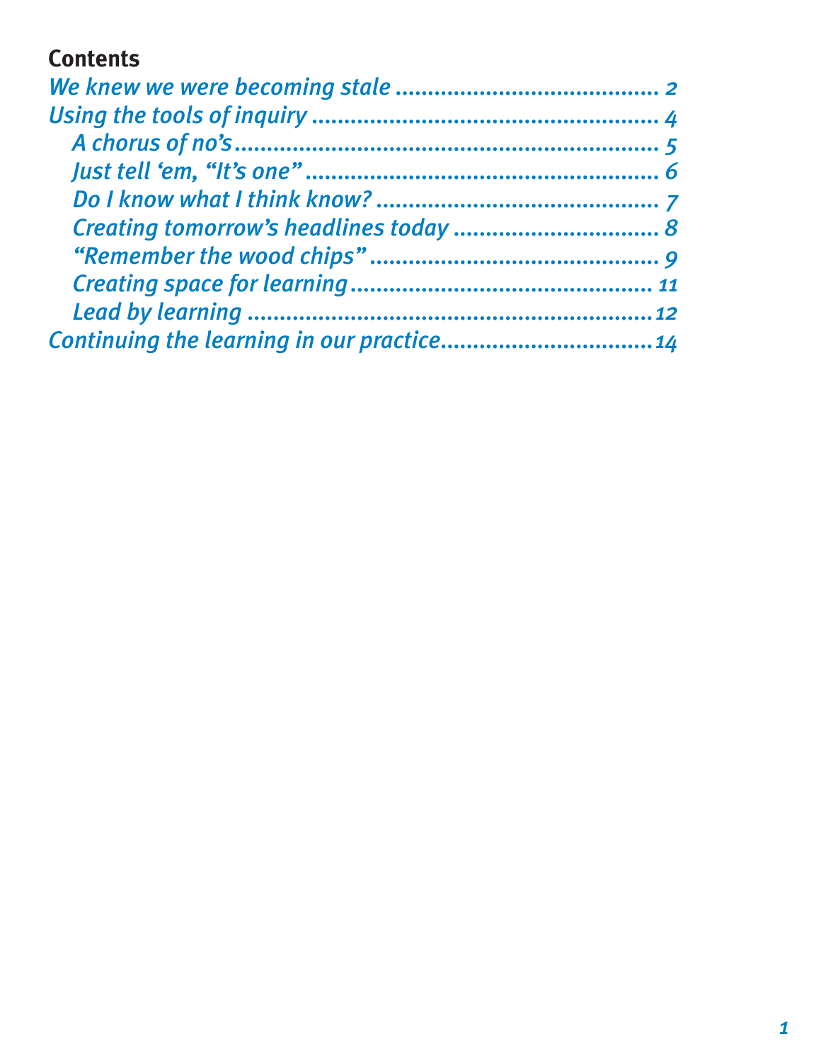## Contents

*We knew we were becoming stale* ........................................ 2

*Using the tools of inquiry* ..................................................... 4

- *A chorus of no's* ................................................................ 5
- *Just tell 'em, "It's one"* ...................................................... 6
- *Do I know what I think know?* ............................................ 7
- *Creating tomorrow's headlines today* ................................ 8
- *"Remember the wood chips"* ............................................. 9
- *Creating space for learning* ............................................... 11
- *Lead by learning* ............................................................... 12

*Continuing the learning in our practice* ................................ 14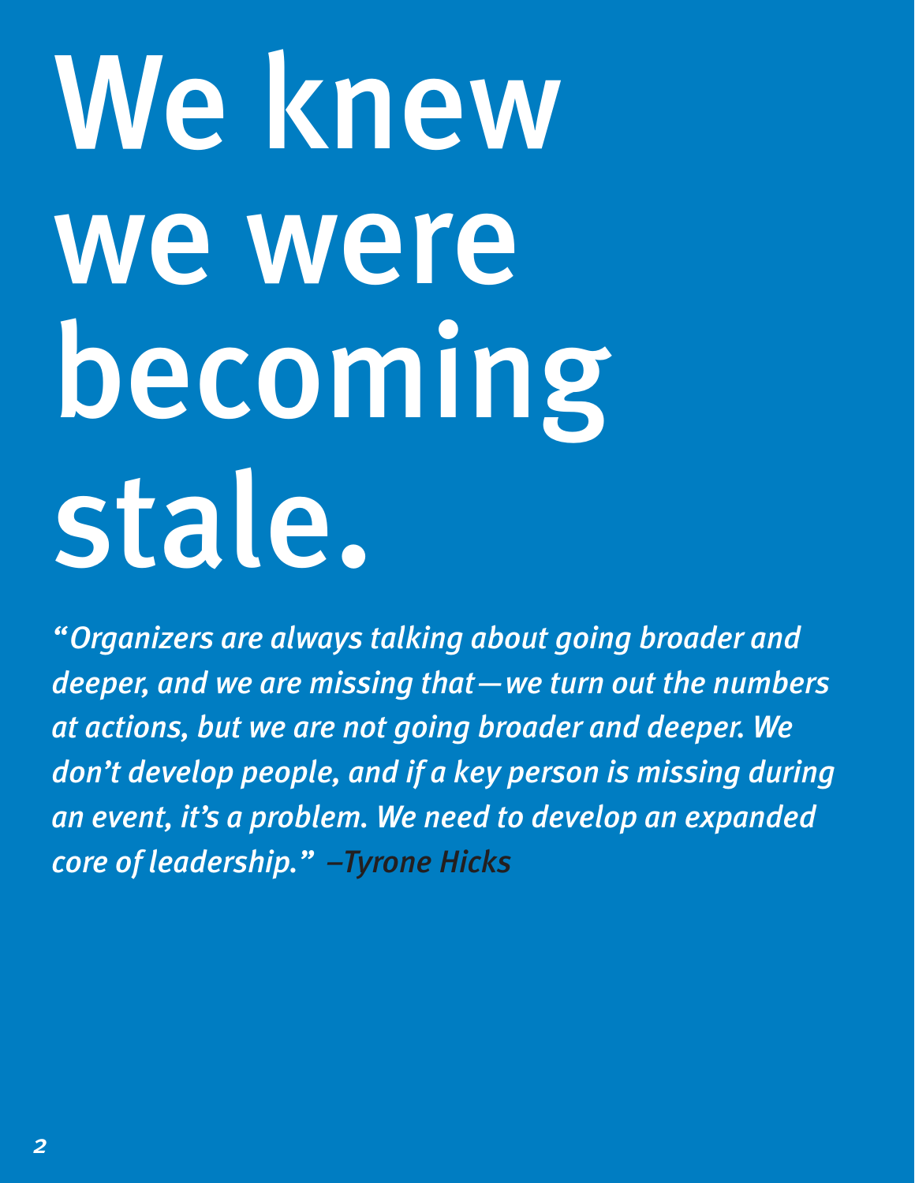# We knew we were becoming stale.

*"Organizers are always talking about going broader and deeper, and we are missing that—we turn out the numbers at actions, but we are not going broader and deeper. We don't develop people, and if a key person is missing during an event, it's a problem. We need to develop an expanded core of leadership." –Tyrone Hicks*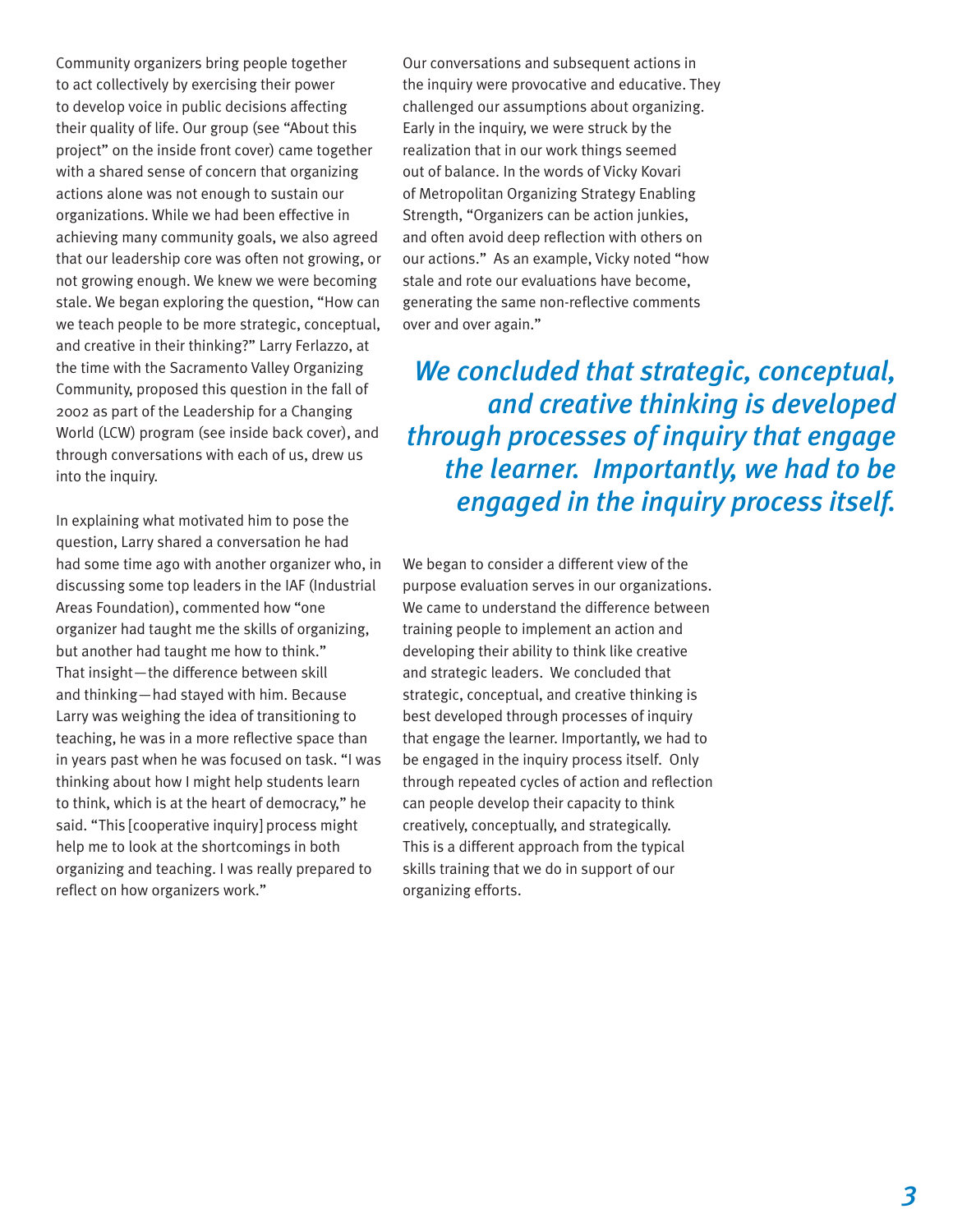Community organizers bring people together to act collectively by exercising their power to develop voice in public decisions affecting their quality of life. Our group (see "About this project" on the inside front cover) came together with a shared sense of concern that organizing actions alone was not enough to sustain our organizations. While we had been effective in achieving many community goals, we also agreed that our leadership core was often not growing, or not growing enough. We knew we were becoming stale. We began exploring the question, "How can we teach people to be more strategic, conceptual, and creative in their thinking?" Larry Ferlazzo, at the time with the Sacramento Valley Organizing Community, proposed this question in the fall of 2002 as part of the Leadership for a Changing World (LCW) program (see inside back cover), and through conversations with each of us, drew us into the inquiry.

In explaining what motivated him to pose the question, Larry shared a conversation he had had some time ago with another organizer who, in discussing some top leaders in the IAF (Industrial Areas Foundation), commented how "one organizer had taught me the skills of organizing, but another had taught me how to think." That insight—the difference between skill and thinking—had stayed with him. Because Larry was weighing the idea of transitioning to teaching, he was in a more reflective space than in years past when he was focused on task. "I was thinking about how I might help students learn to think, which is at the heart of democracy," he said. "This [cooperative inquiry] process might help me to look at the shortcomings in both organizing and teaching. I was really prepared to reflect on how organizers work."

Our conversations and subsequent actions in the inquiry were provocative and educative. They challenged our assumptions about organizing. Early in the inquiry, we were struck by the realization that in our work things seemed out of balance. In the words of Vicky Kovari of Metropolitan Organizing Strategy Enabling Strength, "Organizers can be action junkies, and often avoid deep reflection with others on our actions." As an example, Vicky noted "how stale and rote our evaluations have become, generating the same non-reflective comments over and over again."

*We concluded that strategic, conceptual, and creative thinking is developed through processes of inquiry that engage the learner. Importantly, we had to be engaged in the inquiry process itself.*

We began to consider a different view of the purpose evaluation serves in our organizations. We came to understand the difference between training people to implement an action and developing their ability to think like creative and strategic leaders. We concluded that strategic, conceptual, and creative thinking is best developed through processes of inquiry that engage the learner. Importantly, we had to be engaged in the inquiry process itself. Only through repeated cycles of action and reflection can people develop their capacity to think creatively, conceptually, and strategically. This is a different approach from the typical skills training that we do in support of our organizing efforts.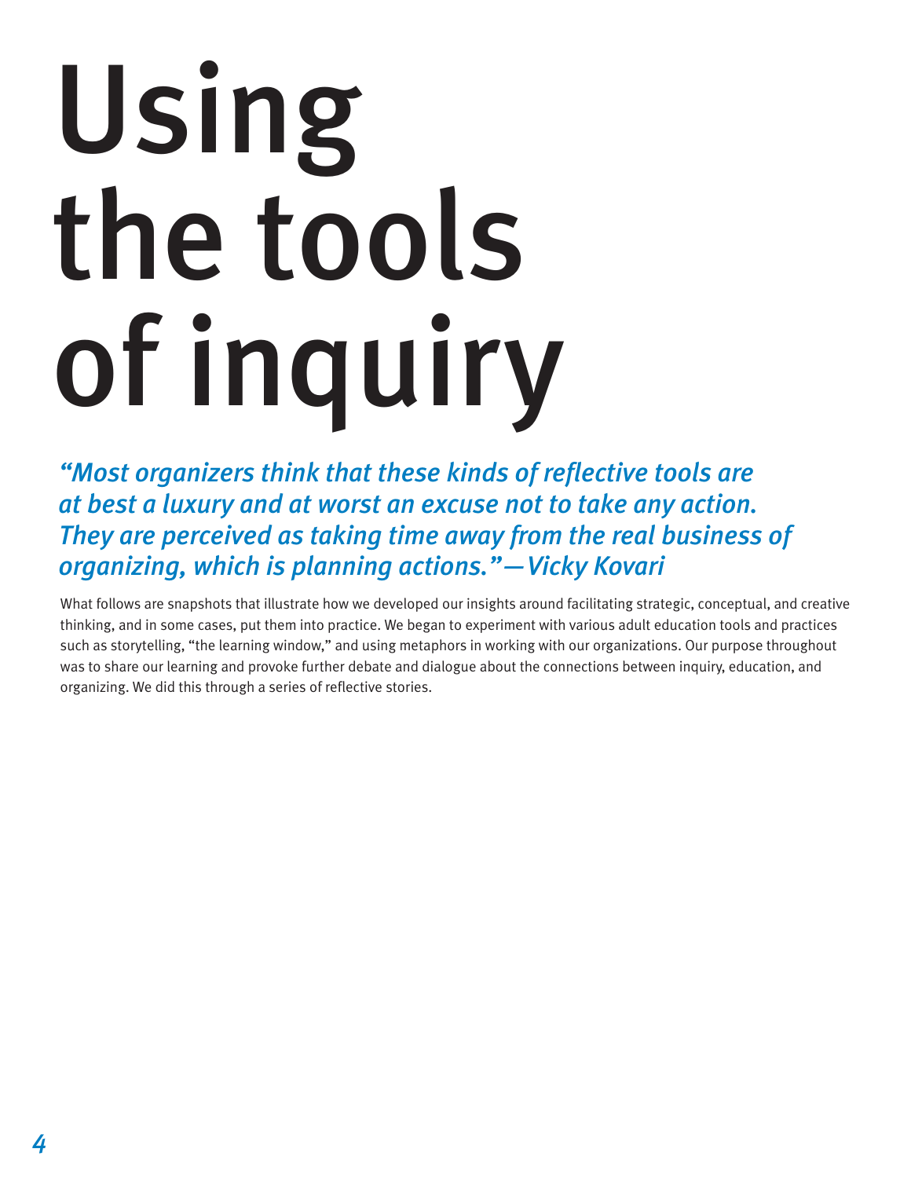# Using the tools of inquiry

*"Most organizers think that these kinds of reflective tools are at best a luxury and at worst an excuse not to take any action. They are perceived as taking time away from the real business of organizing, which is planning actions."—Vicky Kovari*

What follows are snapshots that illustrate how we developed our insights around facilitating strategic, conceptual, and creative thinking, and in some cases, put them into practice. We began to experiment with various adult education tools and practices such as storytelling, "the learning window," and using metaphors in working with our organizations. Our purpose throughout was to share our learning and provoke further debate and dialogue about the connections between inquiry, education, and organizing. We did this through a series of reflective stories.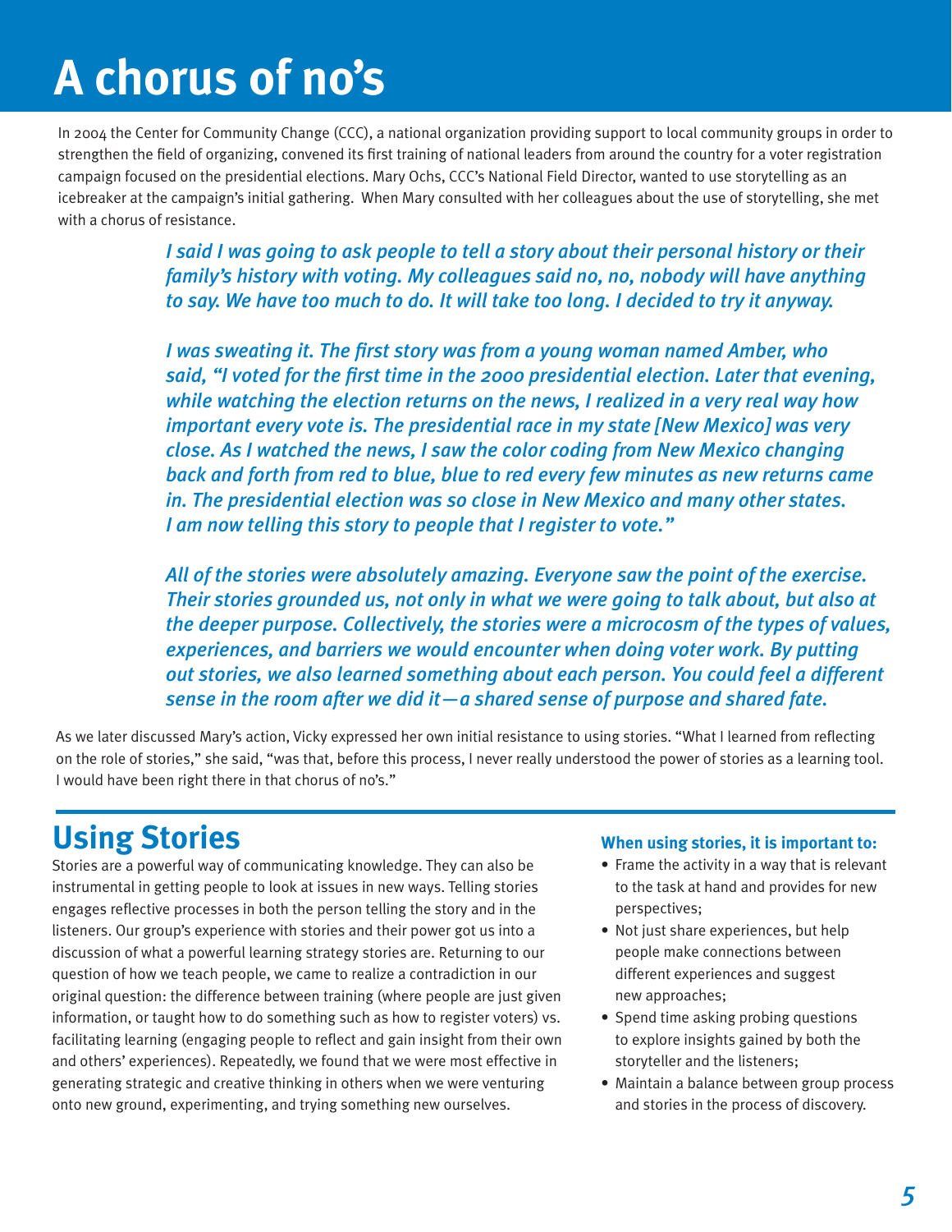# A chorus of no's

In 2004 the Center for Community Change (CCC), a national organization providing support to local community groups in order to strengthen the field of organizing, convened its first training of national leaders from around the country for a voter registration campaign focused on the presidential elections. Mary Ochs, CCC's National Field Director, wanted to use storytelling as an icebreaker at the campaign's initial gathering. When Mary consulted with her colleagues about the use of storytelling, she met with a chorus of resistance.

> *I said I was going to ask people to tell a story about their personal history or their family's history with voting. My colleagues said no, no, nobody will have anything to say. We have too much to do. It will take too long. I decided to try it anyway.*
>
> *I was sweating it. The first story was from a young woman named Amber, who said, "I voted for the first time in the 2000 presidential election. Later that evening, while watching the election returns on the news, I realized in a very real way how important every vote is. The presidential race in my state [New Mexico] was very close. As I watched the news, I saw the color coding from New Mexico changing back and forth from red to blue, blue to red every few minutes as new returns came in. The presidential election was so close in New Mexico and many other states. I am now telling this story to people that I register to vote."*
>
> *All of the stories were absolutely amazing. Everyone saw the point of the exercise. Their stories grounded us, not only in what we were going to talk about, but also at the deeper purpose. Collectively, the stories were a microcosm of the types of values, experiences, and barriers we would encounter when doing voter work. By putting out stories, we also learned something about each person. You could feel a different sense in the room after we did it—a shared sense of purpose and shared fate.*

As we later discussed Mary's action, Vicky expressed her own initial resistance to using stories. "What I learned from reflecting on the role of stories," she said, "was that, before this process, I never really understood the power of stories as a learning tool. I would have been right there in that chorus of no's."

## Using Stories

Stories are a powerful way of communicating knowledge. They can also be instrumental in getting people to look at issues in new ways. Telling stories engages reflective processes in both the person telling the story and in the listeners. Our group's experience with stories and their power got us into a discussion of what a powerful learning strategy stories are. Returning to our question of how we teach people, we came to realize a contradiction in our original question: the difference between training (where people are just given information, or taught how to do something such as how to register voters) vs. facilitating learning (engaging people to reflect and gain insight from their own and others' experiences). Repeatedly, we found that we were most effective in generating strategic and creative thinking in others when we were venturing onto new ground, experimenting, and trying something new ourselves.

**When using stories, it is important to:**

- Frame the activity in a way that is relevant to the task at hand and provides for new perspectives;
- Not just share experiences, but help people make connections between different experiences and suggest new approaches;
- Spend time asking probing questions to explore insights gained by both the storyteller and the listeners;
- Maintain a balance between group process and stories in the process of discovery.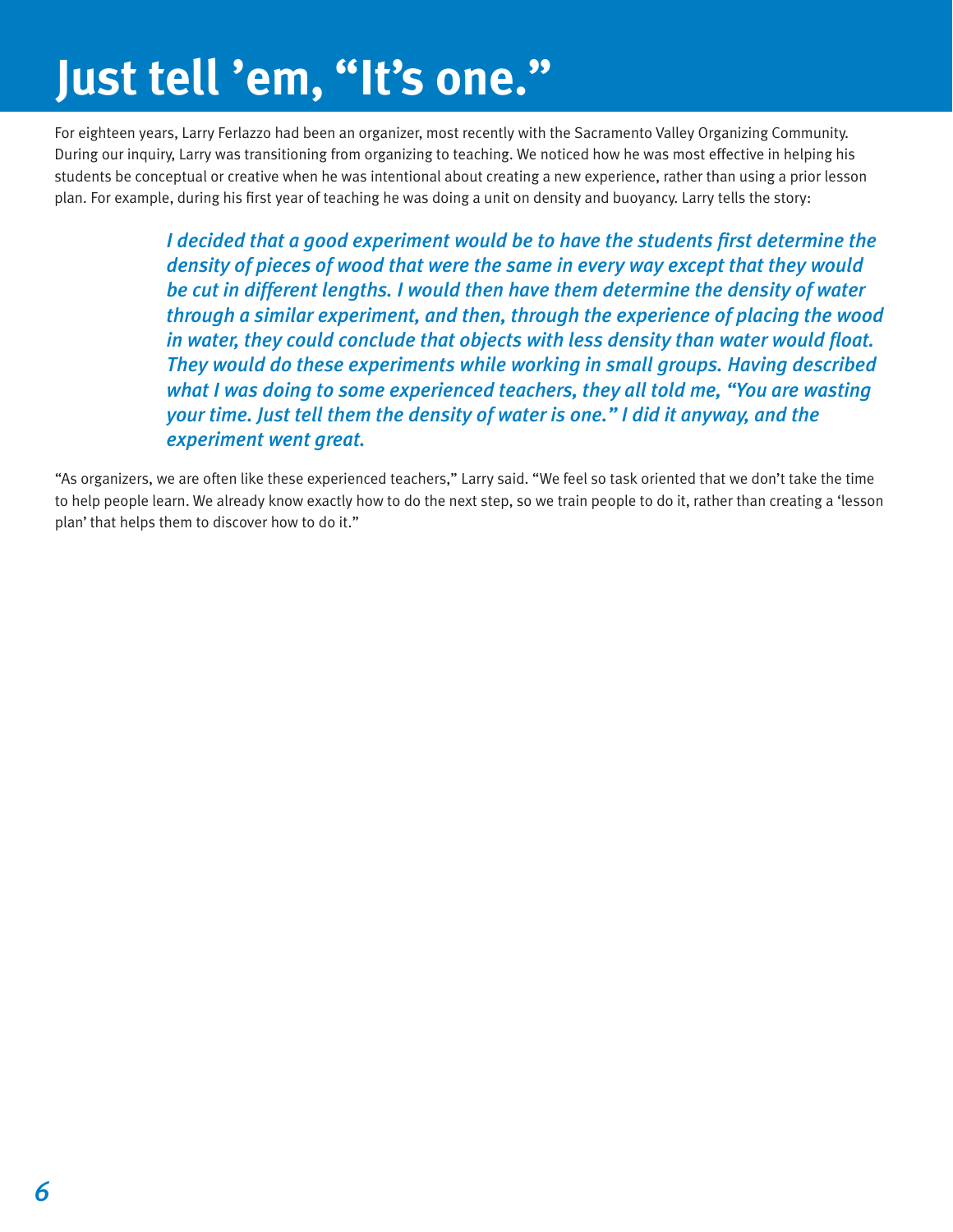# Just tell 'em, "It's one."

For eighteen years, Larry Ferlazzo had been an organizer, most recently with the Sacramento Valley Organizing Community. During our inquiry, Larry was transitioning from organizing to teaching. We noticed how he was most effective in helping his students be conceptual or creative when he was intentional about creating a new experience, rather than using a prior lesson plan. For example, during his first year of teaching he was doing a unit on density and buoyancy. Larry tells the story:

> *I decided that a good experiment would be to have the students first determine the density of pieces of wood that were the same in every way except that they would be cut in different lengths. I would then have them determine the density of water through a similar experiment, and then, through the experience of placing the wood in water, they could conclude that objects with less density than water would float. They would do these experiments while working in small groups. Having described what I was doing to some experienced teachers, they all told me, "You are wasting your time. Just tell them the density of water is one." I did it anyway, and the experiment went great.*

"As organizers, we are often like these experienced teachers," Larry said. "We feel so task oriented that we don't take the time to help people learn. We already know exactly how to do the next step, so we train people to do it, rather than creating a 'lesson plan' that helps them to discover how to do it."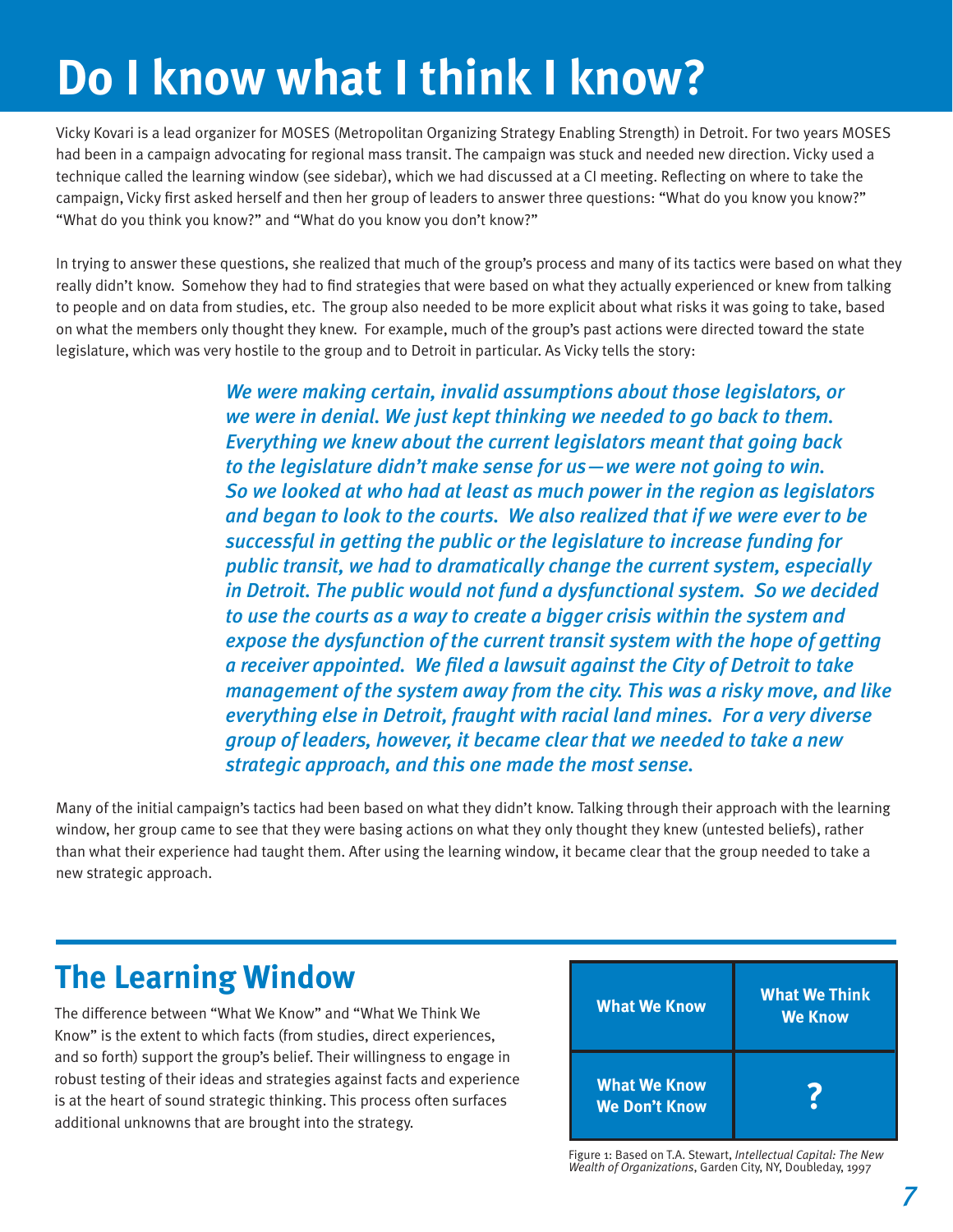# Do I know what I think I know?

Vicky Kovari is a lead organizer for MOSES (Metropolitan Organizing Strategy Enabling Strength) in Detroit. For two years MOSES had been in a campaign advocating for regional mass transit. The campaign was stuck and needed new direction. Vicky used a technique called the learning window (see sidebar), which we had discussed at a CI meeting. Reflecting on where to take the campaign, Vicky first asked herself and then her group of leaders to answer three questions: "What do you know you know?" "What do you think you know?" and "What do you know you don't know?"

In trying to answer these questions, she realized that much of the group's process and many of its tactics were based on what they really didn't know. Somehow they had to find strategies that were based on what they actually experienced or knew from talking to people and on data from studies, etc. The group also needed to be more explicit about what risks it was going to take, based on what the members only thought they knew. For example, much of the group's past actions were directed toward the state legislature, which was very hostile to the group and to Detroit in particular. As Vicky tells the story:

> *We were making certain, invalid assumptions about those legislators, or we were in denial. We just kept thinking we needed to go back to them. Everything we knew about the current legislators meant that going back to the legislature didn't make sense for us—we were not going to win. So we looked at who had at least as much power in the region as legislators and began to look to the courts. We also realized that if we were ever to be successful in getting the public or the legislature to increase funding for public transit, we had to dramatically change the current system, especially in Detroit. The public would not fund a dysfunctional system. So we decided to use the courts as a way to create a bigger crisis within the system and expose the dysfunction of the current transit system with the hope of getting a receiver appointed. We filed a lawsuit against the City of Detroit to take management of the system away from the city. This was a risky move, and like everything else in Detroit, fraught with racial land mines. For a very diverse group of leaders, however, it became clear that we needed to take a new strategic approach, and this one made the most sense.*

Many of the initial campaign's tactics had been based on what they didn't know. Talking through their approach with the learning window, her group came to see that they were basing actions on what they only thought they knew (untested beliefs), rather than what their experience had taught them. After using the learning window, it became clear that the group needed to take a new strategic approach.

## The Learning Window

The difference between "What We Know" and "What We Think We Know" is the extent to which facts (from studies, direct experiences, and so forth) support the group's belief. Their willingness to engage in robust testing of their ideas and strategies against facts and experience is at the heart of sound strategic thinking. This process often surfaces additional unknowns that are brought into the strategy.

| What We Know | What We Think We Know |
|---|---|
| What We Know We Don't Know | ? |

Figure 1: Based on T.A. Stewart, *Intellectual Capital: The New Wealth of Organizations*, Garden City, NY, Doubleday, 1997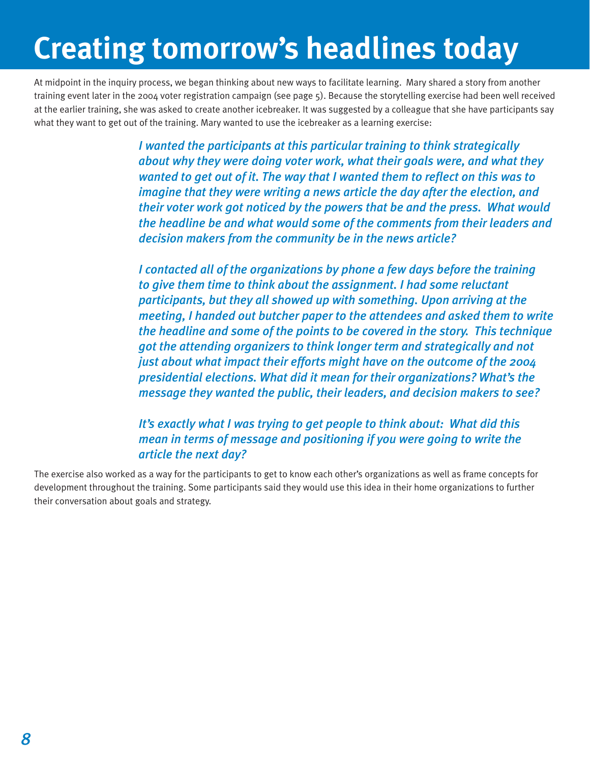# Creating tomorrow's headlines today

At midpoint in the inquiry process, we began thinking about new ways to facilitate learning. Mary shared a story from another training event later in the 2004 voter registration campaign (see page 5). Because the storytelling exercise had been well received at the earlier training, she was asked to create another icebreaker. It was suggested by a colleague that she have participants say what they want to get out of the training. Mary wanted to use the icebreaker as a learning exercise:

> *I wanted the participants at this particular training to think strategically about why they were doing voter work, what their goals were, and what they wanted to get out of it. The way that I wanted them to reflect on this was to imagine that they were writing a news article the day after the election, and their voter work got noticed by the powers that be and the press. What would the headline be and what would some of the comments from their leaders and decision makers from the community be in the news article?*
>
> *I contacted all of the organizations by phone a few days before the training to give them time to think about the assignment. I had some reluctant participants, but they all showed up with something. Upon arriving at the meeting, I handed out butcher paper to the attendees and asked them to write the headline and some of the points to be covered in the story. This technique got the attending organizers to think longer term and strategically and not just about what impact their efforts might have on the outcome of the 2004 presidential elections. What did it mean for their organizations? What's the message they wanted the public, their leaders, and decision makers to see?*
>
> *It's exactly what I was trying to get people to think about: What did this mean in terms of message and positioning if you were going to write the article the next day?*

The exercise also worked as a way for the participants to get to know each other's organizations as well as frame concepts for development throughout the training. Some participants said they would use this idea in their home organizations to further their conversation about goals and strategy.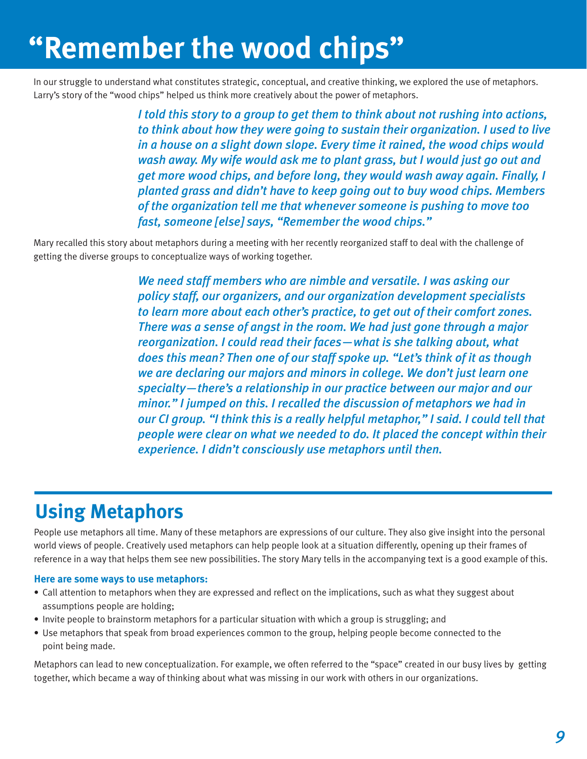# "Remember the wood chips"

In our struggle to understand what constitutes strategic, conceptual, and creative thinking, we explored the use of metaphors. Larry's story of the "wood chips" helped us think more creatively about the power of metaphors.

> *I told this story to a group to get them to think about not rushing into actions, to think about how they were going to sustain their organization. I used to live in a house on a slight down slope. Every time it rained, the wood chips would wash away. My wife would ask me to plant grass, but I would just go out and get more wood chips, and before long, they would wash away again. Finally, I planted grass and didn't have to keep going out to buy wood chips. Members of the organization tell me that whenever someone is pushing to move too fast, someone [else] says, "Remember the wood chips."*

Mary recalled this story about metaphors during a meeting with her recently reorganized staff to deal with the challenge of getting the diverse groups to conceptualize ways of working together.

> *We need staff members who are nimble and versatile. I was asking our policy staff, our organizers, and our organization development specialists to learn more about each other's practice, to get out of their comfort zones. There was a sense of angst in the room. We had just gone through a major reorganization. I could read their faces—what is she talking about, what does this mean? Then one of our staff spoke up. "Let's think of it as though we are declaring our majors and minors in college. We don't just learn one specialty—there's a relationship in our practice between our major and our minor." I jumped on this. I recalled the discussion of metaphors we had in our CI group. "I think this is a really helpful metaphor," I said. I could tell that people were clear on what we needed to do. It placed the concept within their experience. I didn't consciously use metaphors until then.*

## Using Metaphors

People use metaphors all time. Many of these metaphors are expressions of our culture. They also give insight into the personal world views of people. Creatively used metaphors can help people look at a situation differently, opening up their frames of reference in a way that helps them see new possibilities. The story Mary tells in the accompanying text is a good example of this.

**Here are some ways to use metaphors:**

- Call attention to metaphors when they are expressed and reflect on the implications, such as what they suggest about assumptions people are holding;
- Invite people to brainstorm metaphors for a particular situation with which a group is struggling; and
- Use metaphors that speak from broad experiences common to the group, helping people become connected to the point being made.

Metaphors can lead to new conceptualization. For example, we often referred to the "space" created in our busy lives by getting together, which became a way of thinking about what was missing in our work with others in our organizations.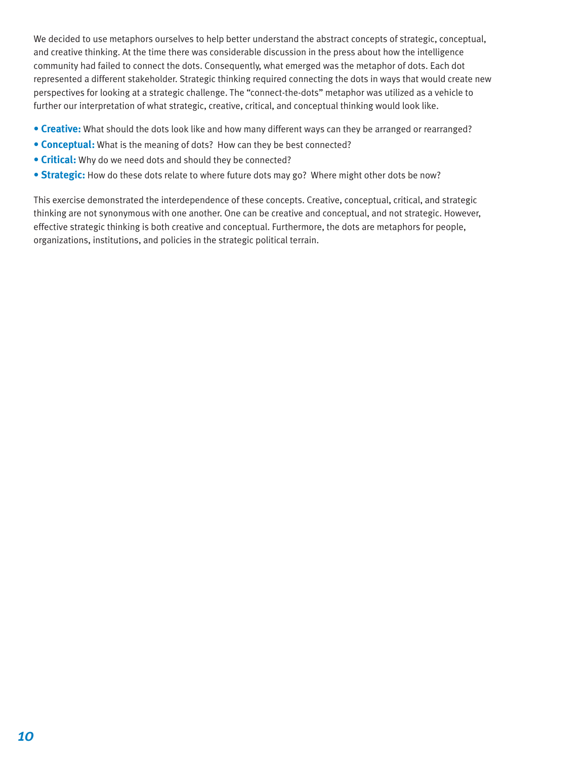We decided to use metaphors ourselves to help better understand the abstract concepts of strategic, conceptual, and creative thinking. At the time there was considerable discussion in the press about how the intelligence community had failed to connect the dots. Consequently, what emerged was the metaphor of dots. Each dot represented a different stakeholder. Strategic thinking required connecting the dots in ways that would create new perspectives for looking at a strategic challenge. The "connect-the-dots" metaphor was utilized as a vehicle to further our interpretation of what strategic, creative, critical, and conceptual thinking would look like.

- **Creative:** What should the dots look like and how many different ways can they be arranged or rearranged?
- **Conceptual:** What is the meaning of dots? How can they be best connected?
- **Critical:** Why do we need dots and should they be connected?
- **Strategic:** How do these dots relate to where future dots may go? Where might other dots be now?

This exercise demonstrated the interdependence of these concepts. Creative, conceptual, critical, and strategic thinking are not synonymous with one another. One can be creative and conceptual, and not strategic. However, effective strategic thinking is both creative and conceptual. Furthermore, the dots are metaphors for people, organizations, institutions, and policies in the strategic political terrain.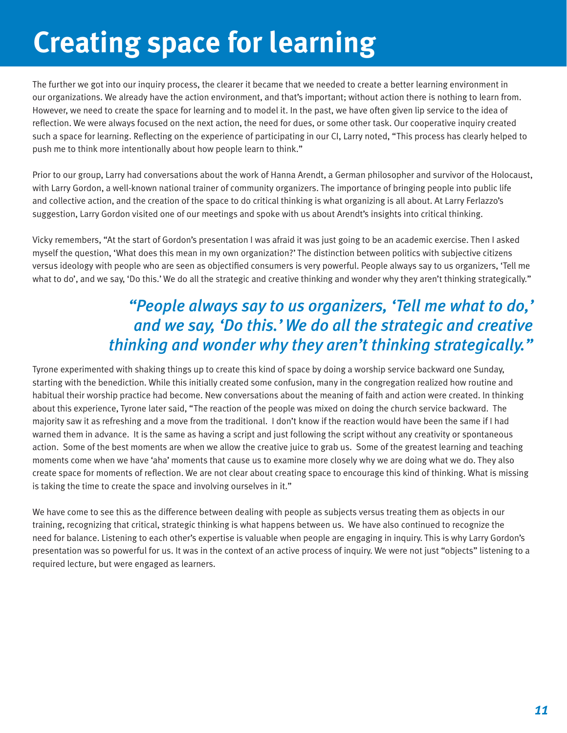# Creating space for learning

The further we got into our inquiry process, the clearer it became that we needed to create a better learning environment in our organizations. We already have the action environment, and that's important; without action there is nothing to learn from. However, we need to create the space for learning and to model it. In the past, we have often given lip service to the idea of reflection. We were always focused on the next action, the need for dues, or some other task. Our cooperative inquiry created such a space for learning. Reflecting on the experience of participating in our CI, Larry noted, "This process has clearly helped to push me to think more intentionally about how people learn to think."

Prior to our group, Larry had conversations about the work of Hanna Arendt, a German philosopher and survivor of the Holocaust, with Larry Gordon, a well-known national trainer of community organizers. The importance of bringing people into public life and collective action, and the creation of the space to do critical thinking is what organizing is all about. At Larry Ferlazzo's suggestion, Larry Gordon visited one of our meetings and spoke with us about Arendt's insights into critical thinking.

Vicky remembers, "At the start of Gordon's presentation I was afraid it was just going to be an academic exercise. Then I asked myself the question, 'What does this mean in my own organization?' The distinction between politics with subjective citizens versus ideology with people who are seen as objectified consumers is very powerful. People always say to us organizers, 'Tell me what to do', and we say, 'Do this.' We do all the strategic and creative thinking and wonder why they aren't thinking strategically."

> *"People always say to us organizers, 'Tell me what to do,' and we say, 'Do this.' We do all the strategic and creative thinking and wonder why they aren't thinking strategically."*

Tyrone experimented with shaking things up to create this kind of space by doing a worship service backward one Sunday, starting with the benediction. While this initially created some confusion, many in the congregation realized how routine and habitual their worship practice had become. New conversations about the meaning of faith and action were created. In thinking about this experience, Tyrone later said, "The reaction of the people was mixed on doing the church service backward. The majority saw it as refreshing and a move from the traditional. I don't know if the reaction would have been the same if I had warned them in advance. It is the same as having a script and just following the script without any creativity or spontaneous action. Some of the best moments are when we allow the creative juice to grab us. Some of the greatest learning and teaching moments come when we have 'aha' moments that cause us to examine more closely why we are doing what we do. They also create space for moments of reflection. We are not clear about creating space to encourage this kind of thinking. What is missing is taking the time to create the space and involving ourselves in it."

We have come to see this as the difference between dealing with people as subjects versus treating them as objects in our training, recognizing that critical, strategic thinking is what happens between us. We have also continued to recognize the need for balance. Listening to each other's expertise is valuable when people are engaging in inquiry. This is why Larry Gordon's presentation was so powerful for us. It was in the context of an active process of inquiry. We were not just "objects" listening to a required lecture, but were engaged as learners.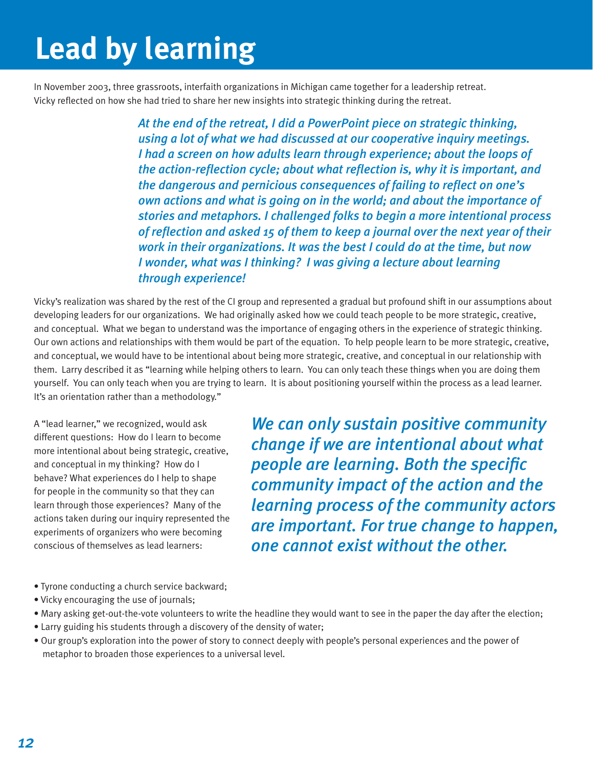# Lead by learning

In November 2003, three grassroots, interfaith organizations in Michigan came together for a leadership retreat. Vicky reflected on how she had tried to share her new insights into strategic thinking during the retreat.

> *At the end of the retreat, I did a PowerPoint piece on strategic thinking, using a lot of what we had discussed at our cooperative inquiry meetings. I had a screen on how adults learn through experience; about the loops of the action-reflection cycle; about what reflection is, why it is important, and the dangerous and pernicious consequences of failing to reflect on one's own actions and what is going on in the world; and about the importance of stories and metaphors. I challenged folks to begin a more intentional process of reflection and asked 15 of them to keep a journal over the next year of their work in their organizations. It was the best I could do at the time, but now I wonder, what was I thinking? I was giving a lecture about learning through experience!*

Vicky's realization was shared by the rest of the CI group and represented a gradual but profound shift in our assumptions about developing leaders for our organizations. We had originally asked how we could teach people to be more strategic, creative, and conceptual. What we began to understand was the importance of engaging others in the experience of strategic thinking. Our own actions and relationships with them would be part of the equation. To help people learn to be more strategic, creative, and conceptual, we would have to be intentional about being more strategic, creative, and conceptual in our relationship with them. Larry described it as "learning while helping others to learn. You can only teach these things when you are doing them yourself. You can only teach when you are trying to learn. It is about positioning yourself within the process as a lead learner. It's an orientation rather than a methodology."

A "lead learner," we recognized, would ask different questions: How do I learn to become more intentional about being strategic, creative, and conceptual in my thinking? How do I behave? What experiences do I help to shape for people in the community so that they can learn through those experiences? Many of the actions taken during our inquiry represented the experiments of organizers who were becoming conscious of themselves as lead learners:

> *We can only sustain positive community change if we are intentional about what people are learning. Both the specific community impact of the action and the learning process of the community actors are important. For true change to happen, one cannot exist without the other.*

- Tyrone conducting a church service backward;
- Vicky encouraging the use of journals;
- Mary asking get-out-the-vote volunteers to write the headline they would want to see in the paper the day after the election;
- Larry guiding his students through a discovery of the density of water;
- Our group's exploration into the power of story to connect deeply with people's personal experiences and the power of metaphor to broaden those experiences to a universal level.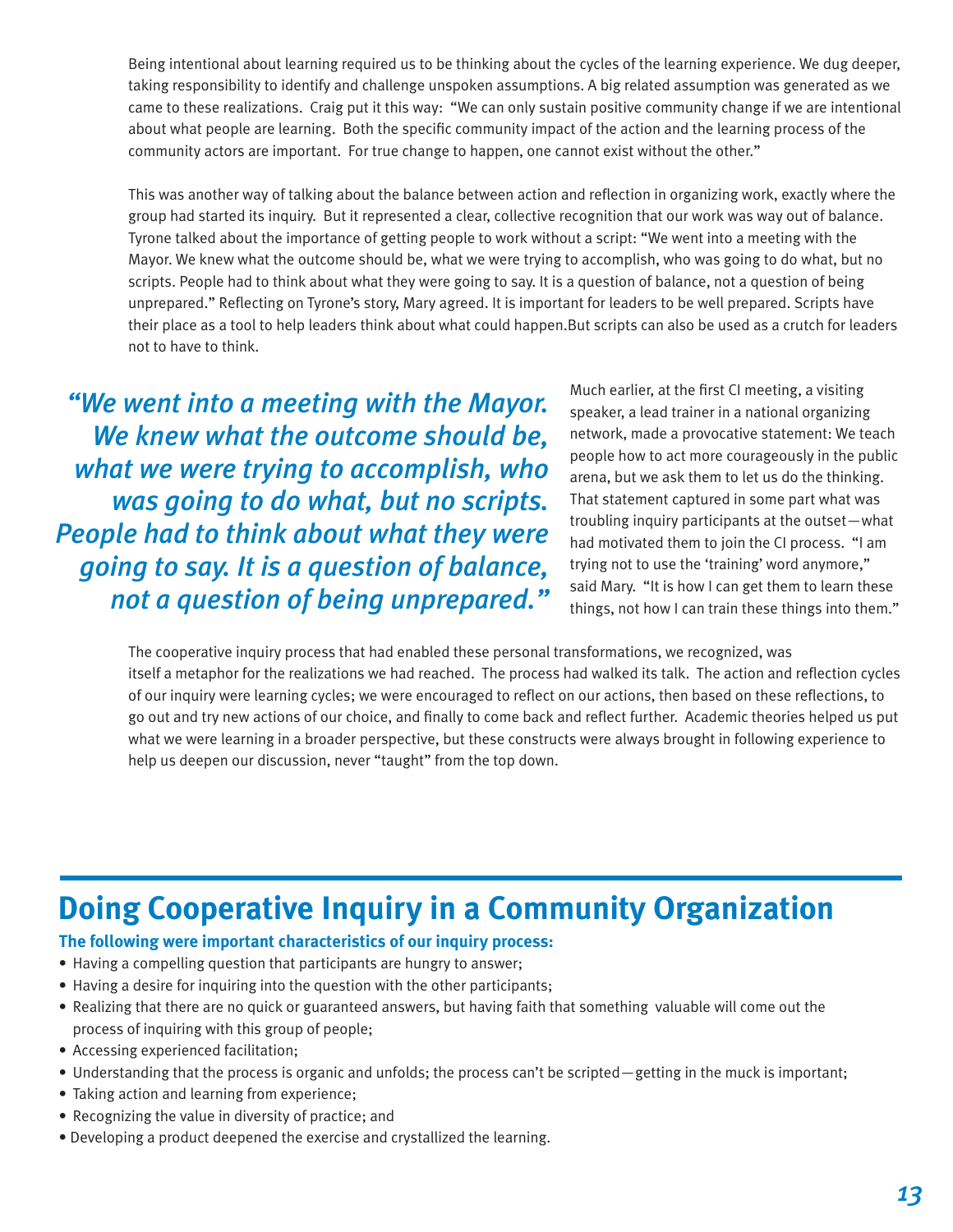Being intentional about learning required us to be thinking about the cycles of the learning experience. We dug deeper, taking responsibility to identify and challenge unspoken assumptions. A big related assumption was generated as we came to these realizations. Craig put it this way: "We can only sustain positive community change if we are intentional about what people are learning. Both the specific community impact of the action and the learning process of the community actors are important. For true change to happen, one cannot exist without the other."

This was another way of talking about the balance between action and reflection in organizing work, exactly where the group had started its inquiry. But it represented a clear, collective recognition that our work was way out of balance. Tyrone talked about the importance of getting people to work without a script: "We went into a meeting with the Mayor. We knew what the outcome should be, what we were trying to accomplish, who was going to do what, but no scripts. People had to think about what they were going to say. It is a question of balance, not a question of being unprepared." Reflecting on Tyrone's story, Mary agreed. It is important for leaders to be well prepared. Scripts have their place as a tool to help leaders think about what could happen.But scripts can also be used as a crutch for leaders not to have to think.

> *"We went into a meeting with the Mayor. We knew what the outcome should be, what we were trying to accomplish, who was going to do what, but no scripts. People had to think about what they were going to say. It is a question of balance, not a question of being unprepared."*

Much earlier, at the first CI meeting, a visiting speaker, a lead trainer in a national organizing network, made a provocative statement: We teach people how to act more courageously in the public arena, but we ask them to let us do the thinking. That statement captured in some part what was troubling inquiry participants at the outset—what had motivated them to join the CI process. "I am trying not to use the 'training' word anymore," said Mary. "It is how I can get them to learn these things, not how I can train these things into them."

The cooperative inquiry process that had enabled these personal transformations, we recognized, was itself a metaphor for the realizations we had reached. The process had walked its talk. The action and reflection cycles of our inquiry were learning cycles; we were encouraged to reflect on our actions, then based on these reflections, to go out and try new actions of our choice, and finally to come back and reflect further. Academic theories helped us put what we were learning in a broader perspective, but these constructs were always brought in following experience to help us deepen our discussion, never "taught" from the top down.

## Doing Cooperative Inquiry in a Community Organization

**The following were important characteristics of our inquiry process:**

- Having a compelling question that participants are hungry to answer;
- Having a desire for inquiring into the question with the other participants;
- Realizing that there are no quick or guaranteed answers, but having faith that something valuable will come out the process of inquiring with this group of people;
- Accessing experienced facilitation;
- Understanding that the process is organic and unfolds; the process can't be scripted—getting in the muck is important;
- Taking action and learning from experience;
- Recognizing the value in diversity of practice; and
- Developing a product deepened the exercise and crystallized the learning.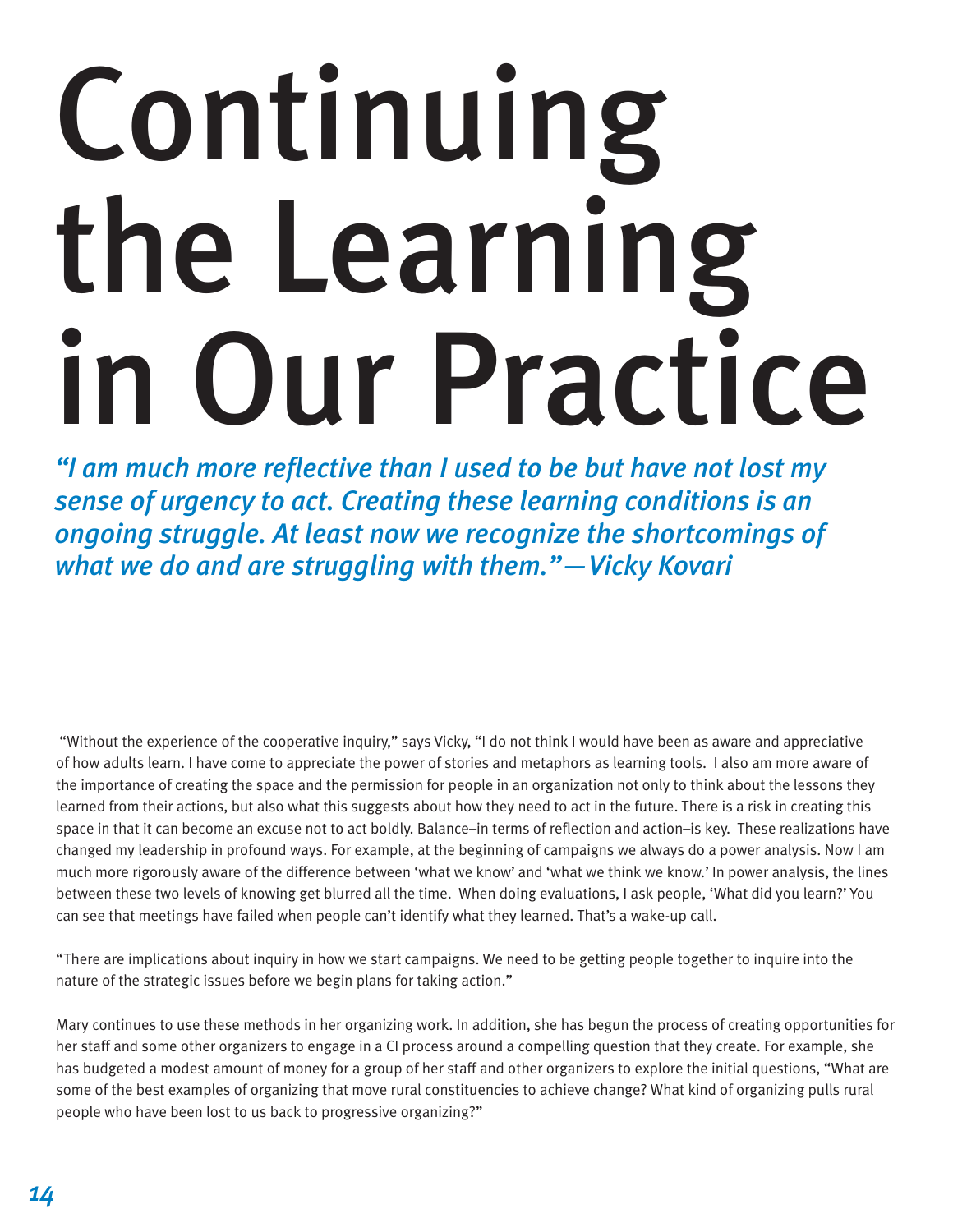# Continuing the Learning in Our Practice

*"I am much more reflective than I used to be but have not lost my sense of urgency to act. Creating these learning conditions is an ongoing struggle. At least now we recognize the shortcomings of what we do and are struggling with them."—Vicky Kovari*

"Without the experience of the cooperative inquiry," says Vicky, "I do not think I would have been as aware and appreciative of how adults learn. I have come to appreciate the power of stories and metaphors as learning tools. I also am more aware of the importance of creating the space and the permission for people in an organization not only to think about the lessons they learned from their actions, but also what this suggests about how they need to act in the future. There is a risk in creating this space in that it can become an excuse not to act boldly. Balance–in terms of reflection and action–is key. These realizations have changed my leadership in profound ways. For example, at the beginning of campaigns we always do a power analysis. Now I am much more rigorously aware of the difference between 'what we know' and 'what we think we know.' In power analysis, the lines between these two levels of knowing get blurred all the time. When doing evaluations, I ask people, 'What did you learn?' You can see that meetings have failed when people can't identify what they learned. That's a wake-up call.

"There are implications about inquiry in how we start campaigns. We need to be getting people together to inquire into the nature of the strategic issues before we begin plans for taking action."

Mary continues to use these methods in her organizing work. In addition, she has begun the process of creating opportunities for her staff and some other organizers to engage in a CI process around a compelling question that they create. For example, she has budgeted a modest amount of money for a group of her staff and other organizers to explore the initial questions, "What are some of the best examples of organizing that move rural constituencies to achieve change? What kind of organizing pulls rural people who have been lost to us back to progressive organizing?"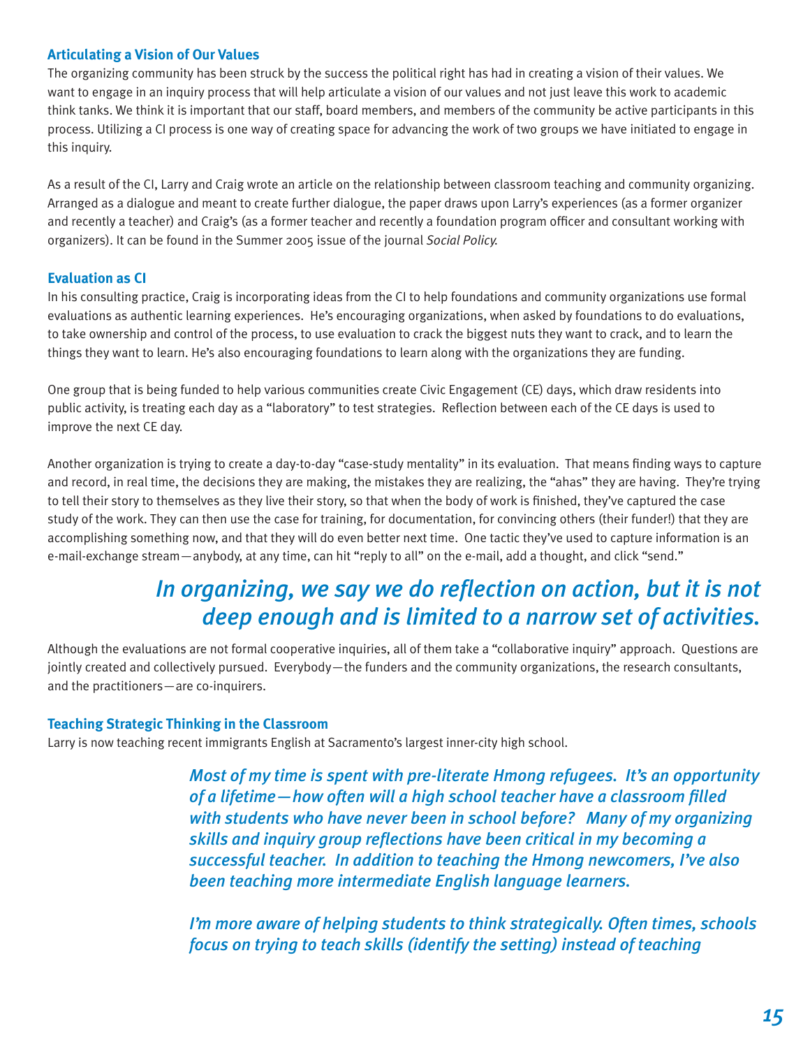### Articulating a Vision of Our Values

The organizing community has been struck by the success the political right has had in creating a vision of their values. We want to engage in an inquiry process that will help articulate a vision of our values and not just leave this work to academic think tanks. We think it is important that our staff, board members, and members of the community be active participants in this process. Utilizing a CI process is one way of creating space for advancing the work of two groups we have initiated to engage in this inquiry.

As a result of the CI, Larry and Craig wrote an article on the relationship between classroom teaching and community organizing. Arranged as a dialogue and meant to create further dialogue, the paper draws upon Larry's experiences (as a former organizer and recently a teacher) and Craig's (as a former teacher and recently a foundation program officer and consultant working with organizers). It can be found in the Summer 2005 issue of the journal *Social Policy.*

### Evaluation as CI

In his consulting practice, Craig is incorporating ideas from the CI to help foundations and community organizations use formal evaluations as authentic learning experiences. He's encouraging organizations, when asked by foundations to do evaluations, to take ownership and control of the process, to use evaluation to crack the biggest nuts they want to crack, and to learn the things they want to learn. He's also encouraging foundations to learn along with the organizations they are funding.

One group that is being funded to help various communities create Civic Engagement (CE) days, which draw residents into public activity, is treating each day as a "laboratory" to test strategies. Reflection between each of the CE days is used to improve the next CE day.

Another organization is trying to create a day-to-day "case-study mentality" in its evaluation. That means finding ways to capture and record, in real time, the decisions they are making, the mistakes they are realizing, the "ahas" they are having. They're trying to tell their story to themselves as they live their story, so that when the body of work is finished, they've captured the case study of the work. They can then use the case for training, for documentation, for convincing others (their funder!) that they are accomplishing something now, and that they will do even better next time. One tactic they've used to capture information is an e-mail-exchange stream—anybody, at any time, can hit "reply to all" on the e-mail, add a thought, and click "send."

*In organizing, we say we do reflection on action, but it is not deep enough and is limited to a narrow set of activities.*

Although the evaluations are not formal cooperative inquiries, all of them take a "collaborative inquiry" approach. Questions are jointly created and collectively pursued. Everybody—the funders and the community organizations, the research consultants, and the practitioners—are co-inquirers.

### Teaching Strategic Thinking in the Classroom

Larry is now teaching recent immigrants English at Sacramento's largest inner-city high school.

> *Most of my time is spent with pre-literate Hmong refugees. It's an opportunity of a lifetime—how often will a high school teacher have a classroom filled with students who have never been in school before? Many of my organizing skills and inquiry group reflections have been critical in my becoming a successful teacher. In addition to teaching the Hmong newcomers, I've also been teaching more intermediate English language learners.*
>
> *I'm more aware of helping students to think strategically. Often times, schools focus on trying to teach skills (identify the setting) instead of teaching*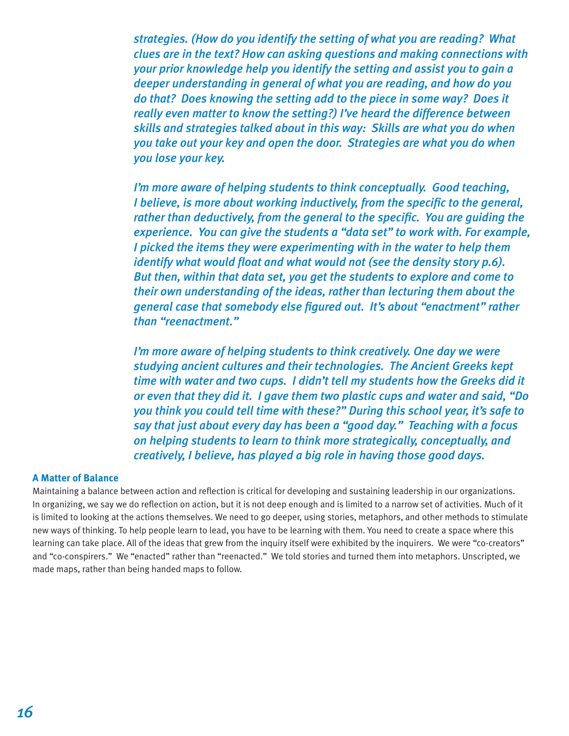*strategies. (How do you identify the setting of what you are reading? What clues are in the text? How can asking questions and making connections with your prior knowledge help you identify the setting and assist you to gain a deeper understanding in general of what you are reading, and how do you do that? Does knowing the setting add to the piece in some way? Does it really even matter to know the setting?) I've heard the difference between skills and strategies talked about in this way: Skills are what you do when you take out your key and open the door. Strategies are what you do when you lose your key.*

*I'm more aware of helping students to think conceptually. Good teaching, I believe, is more about working inductively, from the specific to the general, rather than deductively, from the general to the specific. You are guiding the experience. You can give the students a "data set" to work with. For example, I picked the items they were experimenting with in the water to help them identify what would float and what would not (see the density story p.6). But then, within that data set, you get the students to explore and come to their own understanding of the ideas, rather than lecturing them about the general case that somebody else figured out. It's about "enactment" rather than "reenactment."*

*I'm more aware of helping students to think creatively. One day we were studying ancient cultures and their technologies. The Ancient Greeks kept time with water and two cups. I didn't tell my students how the Greeks did it or even that they did it. I gave them two plastic cups and water and said, "Do you think you could tell time with these?" During this school year, it's safe to say that just about every day has been a "good day." Teaching with a focus on helping students to learn to think more strategically, conceptually, and creatively, I believe, has played a big role in having those good days.*

### A Matter of Balance

Maintaining a balance between action and reflection is critical for developing and sustaining leadership in our organizations. In organizing, we say we do reflection on action, but it is not deep enough and is limited to a narrow set of activities. Much of it is limited to looking at the actions themselves. We need to go deeper, using stories, metaphors, and other methods to stimulate new ways of thinking. To help people learn to lead, you have to be learning with them. You need to create a space where this learning can take place. All of the ideas that grew from the inquiry itself were exhibited by the inquirers. We were "co-creators" and "co-conspirers." We "enacted" rather than "reenacted." We told stories and turned them into metaphors. Unscripted, we made maps, rather than being handed maps to follow.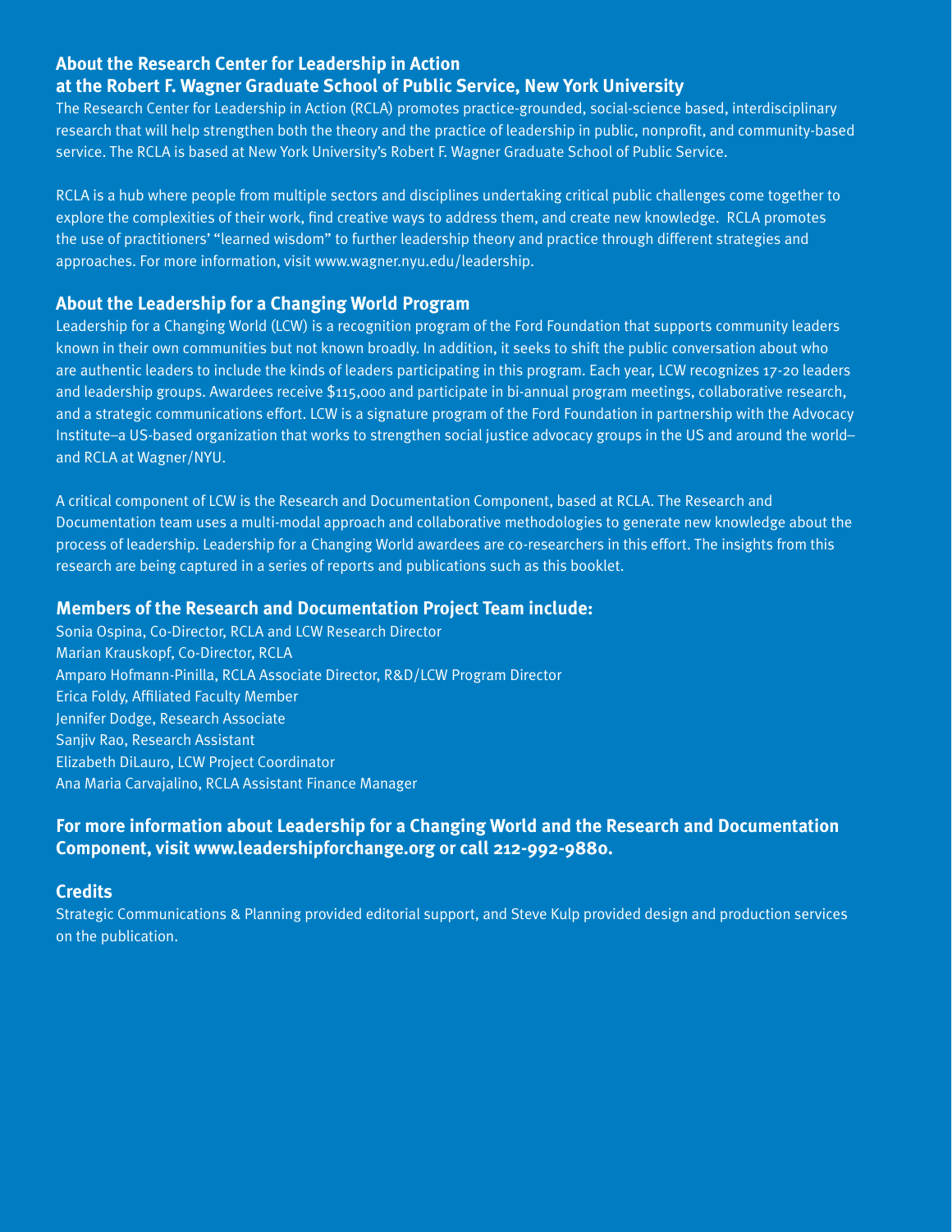## About the Research Center for Leadership in Action at the Robert F. Wagner Graduate School of Public Service, New York University

The Research Center for Leadership in Action (RCLA) promotes practice-grounded, social-science based, interdisciplinary research that will help strengthen both the theory and the practice of leadership in public, nonprofit, and community-based service. The RCLA is based at New York University's Robert F. Wagner Graduate School of Public Service.

RCLA is a hub where people from multiple sectors and disciplines undertaking critical public challenges come together to explore the complexities of their work, find creative ways to address them, and create new knowledge. RCLA promotes the use of practitioners' "learned wisdom" to further leadership theory and practice through different strategies and approaches. For more information, visit www.wagner.nyu.edu/leadership.

## About the Leadership for a Changing World Program

Leadership for a Changing World (LCW) is a recognition program of the Ford Foundation that supports community leaders known in their own communities but not known broadly. In addition, it seeks to shift the public conversation about who are authentic leaders to include the kinds of leaders participating in this program. Each year, LCW recognizes 17-20 leaders and leadership groups. Awardees receive $115,000 and participate in bi-annual program meetings, collaborative research, and a strategic communications effort. LCW is a signature program of the Ford Foundation in partnership with the Advocacy Institute–a US-based organization that works to strengthen social justice advocacy groups in the US and around the world–and RCLA at Wagner/NYU.

A critical component of LCW is the Research and Documentation Component, based at RCLA. The Research and Documentation team uses a multi-modal approach and collaborative methodologies to generate new knowledge about the process of leadership. Leadership for a Changing World awardees are co-researchers in this effort. The insights from this research are being captured in a series of reports and publications such as this booklet.

## Members of the Research and Documentation Project Team include:

Sonia Ospina, Co-Director, RCLA and LCW Research Director
Marian Krauskopf, Co-Director, RCLA
Amparo Hofmann-Pinilla, RCLA Associate Director, R&D/LCW Program Director
Erica Foldy, Affiliated Faculty Member
Jennifer Dodge, Research Associate
Sanjiv Rao, Research Assistant
Elizabeth DiLauro, LCW Project Coordinator
Ana Maria Carvajalino, RCLA Assistant Finance Manager

**For more information about Leadership for a Changing World and the Research and Documentation Component, visit www.leadershipforchange.org or call 212-992-9880.**

## Credits

Strategic Communications & Planning provided editorial support, and Steve Kulp provided design and production services on the publication.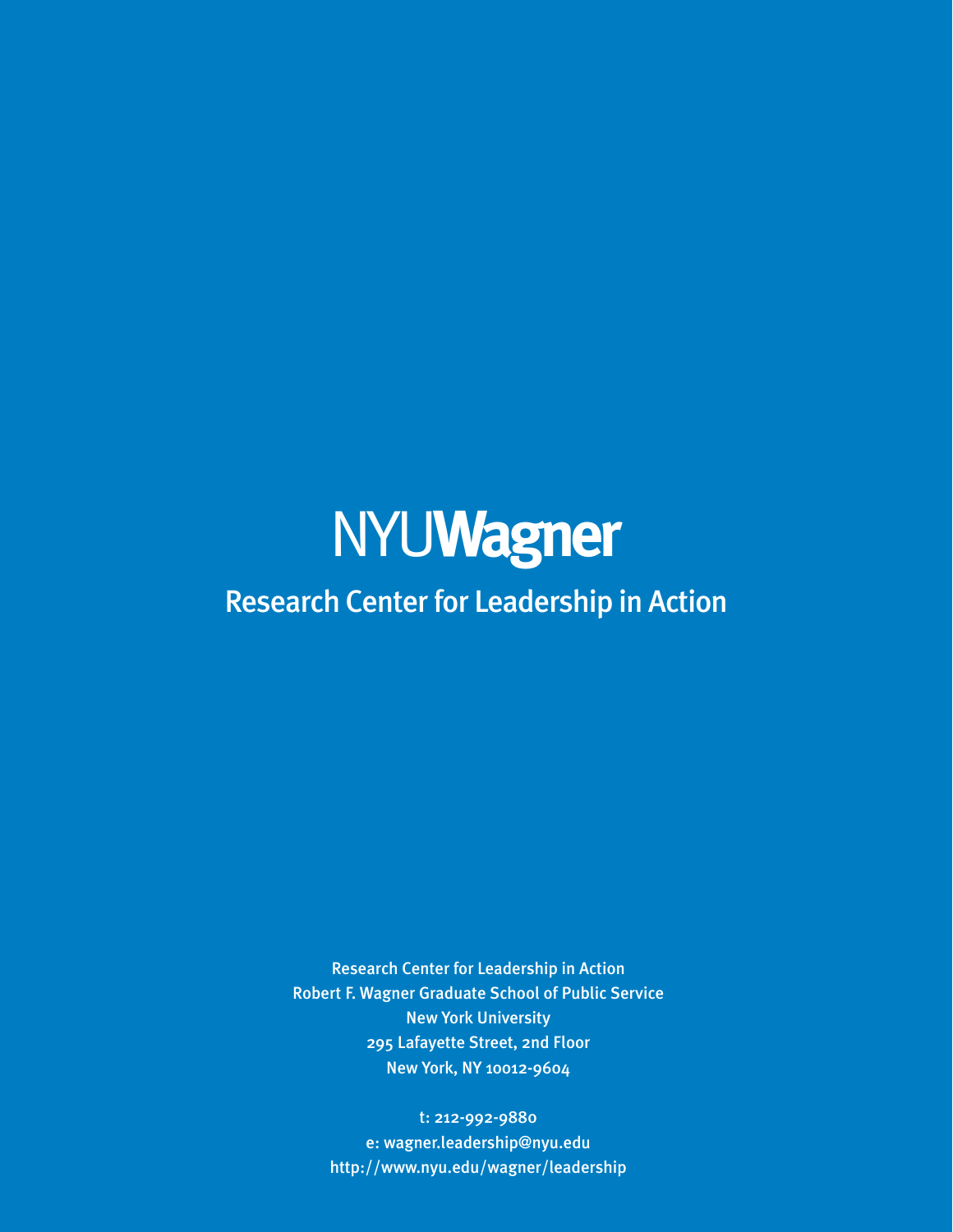NYUWagner

Research Center for Leadership in Action

Research Center for Leadership in Action
Robert F. Wagner Graduate School of Public Service
New York University
295 Lafayette Street, 2nd Floor
New York, NY 10012-9604

t: 212-992-9880
e: wagner.leadership@nyu.edu
http://www.nyu.edu/wagner/leadership